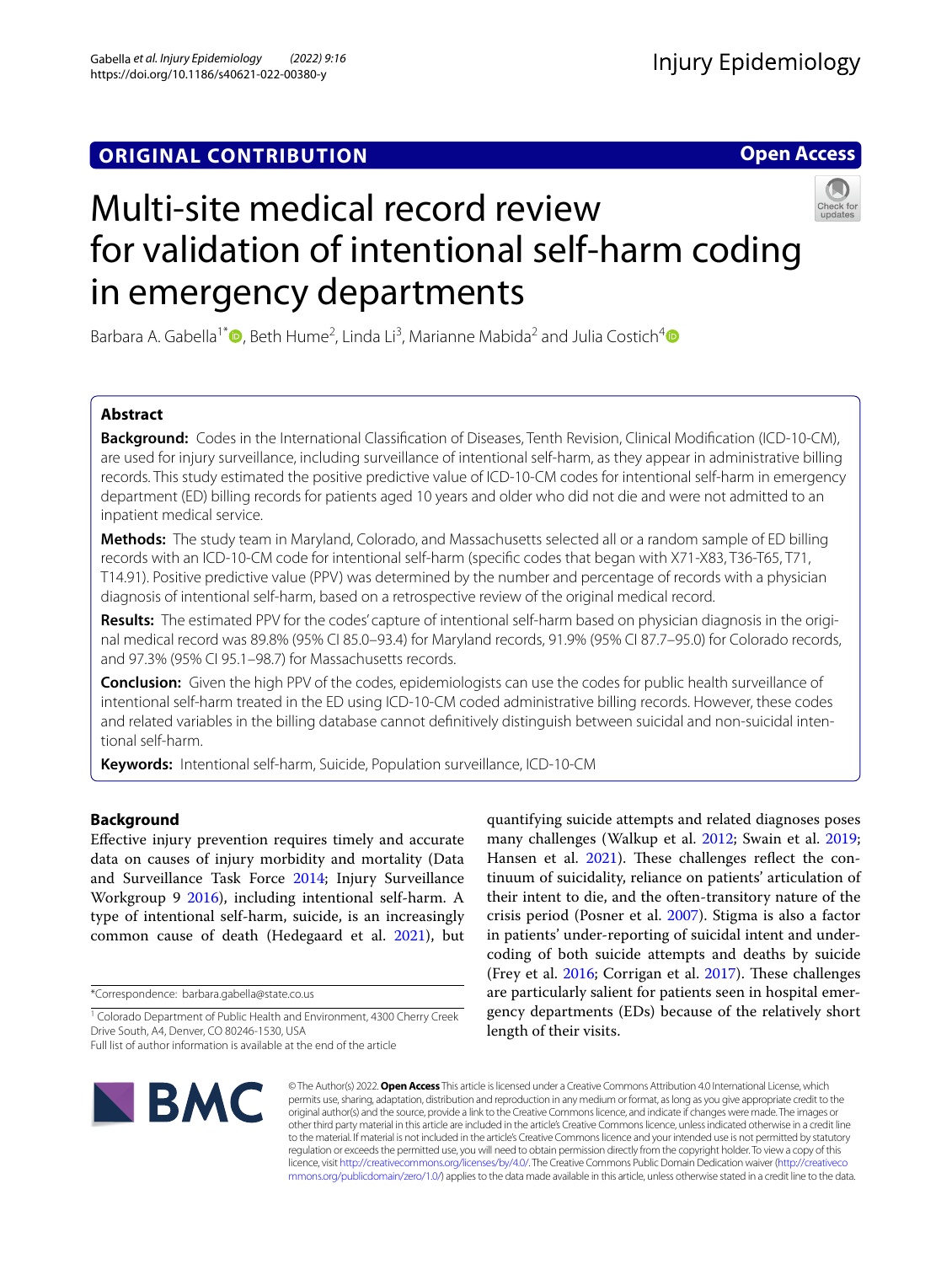ORIGINAL CONTRIBUTION

Open Access

# Multi-site medical record review for validation of intentional self-harm coding in emergency departments

Barbara A. Gabella[1*], Beth Hume[2], Linda Li[3], Marianne Mabida[2] and Julia Costich[4]

## Abstract

**Background:** Codes in the International Classification of Diseases, Tenth Revision, Clinical Modification (ICD-10-CM), are used for injury surveillance, including surveillance of intentional self-harm, as they appear in administrative billing records. This study estimated the positive predictive value of ICD-10-CM codes for intentional self-harm in emergency department (ED) billing records for patients aged 10 years and older who did not die and were not admitted to an inpatient medical service.

**Methods:** The study team in Maryland, Colorado, and Massachusetts selected all or a random sample of ED billing records with an ICD-10-CM code for intentional self-harm (specific codes that began with X71-X83, T36-T65, T71, T14.91). Positive predictive value (PPV) was determined by the number and percentage of records with a physician diagnosis of intentional self-harm, based on a retrospective review of the original medical record.

**Results:** The estimated PPV for the codes' capture of intentional self-harm based on physician diagnosis in the original medical record was 89.8% (95% CI 85.0–93.4) for Maryland records, 91.9% (95% CI 87.7–95.0) for Colorado records, and 97.3% (95% CI 95.1–98.7) for Massachusetts records.

**Conclusion:** Given the high PPV of the codes, epidemiologists can use the codes for public health surveillance of intentional self-harm treated in the ED using ICD-10-CM coded administrative billing records. However, these codes and related variables in the billing database cannot definitively distinguish between suicidal and non-suicidal intentional self-harm.

**Keywords:** Intentional self-harm, Suicide, Population surveillance, ICD-10-CM

## Background

Effective injury prevention requires timely and accurate data on causes of injury morbidity and mortality (Data and Surveillance Task Force 2014; Injury Surveillance Workgroup 9 2016), including intentional self-harm. A type of intentional self-harm, suicide, is an increasingly common cause of death (Hedegaard et al. 2021), but quantifying suicide attempts and related diagnoses poses many challenges (Walkup et al. 2012; Swain et al. 2019; Hansen et al. 2021). These challenges reflect the continuum of suicidality, reliance on patients' articulation of their intent to die, and the often-transitory nature of the crisis period (Posner et al. 2007). Stigma is also a factor in patients' under-reporting of suicidal intent and under-coding of both suicide attempts and deaths by suicide (Frey et al. 2016; Corrigan et al. 2017). These challenges are particularly salient for patients seen in hospital emergency departments (EDs) because of the relatively short length of their visits.

*Correspondence: barbara.gabella@state.co.us

[1] Colorado Department of Public Health and Environment, 4300 Cherry Creek Drive South, A4, Denver, CO 80246-1530, USA

Full list of author information is available at the end of the article

© The Author(s) 2022. **Open Access** This article is licensed under a Creative Commons Attribution 4.0 International License, which permits use, sharing, adaptation, distribution and reproduction in any medium or format, as long as you give appropriate credit to the original author(s) and the source, provide a link to the Creative Commons licence, and indicate if changes were made. The images or other third party material in this article are included in the article's Creative Commons licence, unless indicated otherwise in a credit line to the material. If material is not included in the article's Creative Commons licence and your intended use is not permitted by statutory regulation or exceeds the permitted use, you will need to obtain permission directly from the copyright holder. To view a copy of this licence, visit http://creativecommons.org/licenses/by/4.0/. The Creative Commons Public Domain Dedication waiver (http://creativecommons.org/publicdomain/zero/1.0/) applies to the data made available in this article, unless otherwise stated in a credit line to the data.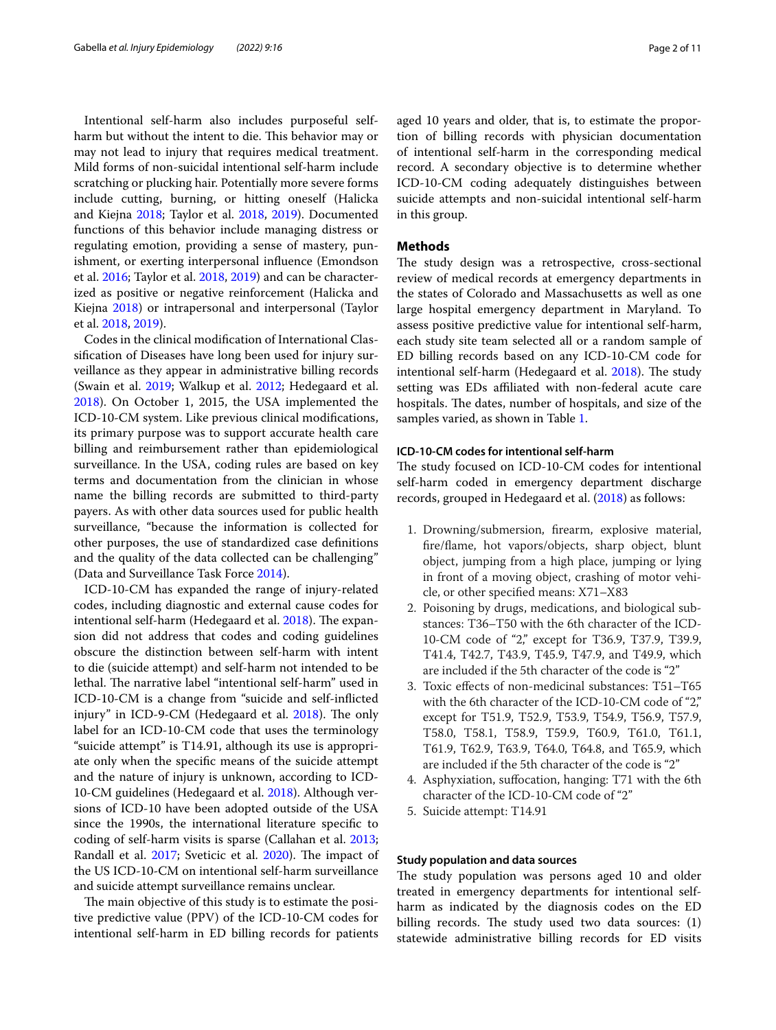Intentional self-harm also includes purposeful self-harm but without the intent to die. This behavior may or may not lead to injury that requires medical treatment. Mild forms of non-suicidal intentional self-harm include scratching or plucking hair. Potentially more severe forms include cutting, burning, or hitting oneself (Halicka and Kiejna 2018; Taylor et al. 2018, 2019). Documented functions of this behavior include managing distress or regulating emotion, providing a sense of mastery, punishment, or exerting interpersonal influence (Emondson et al. 2016; Taylor et al. 2018, 2019) and can be characterized as positive or negative reinforcement (Halicka and Kiejna 2018) or intrapersonal and interpersonal (Taylor et al. 2018, 2019).

Codes in the clinical modification of International Classification of Diseases have long been used for injury surveillance as they appear in administrative billing records (Swain et al. 2019; Walkup et al. 2012; Hedegaard et al. 2018). On October 1, 2015, the USA implemented the ICD-10-CM system. Like previous clinical modifications, its primary purpose was to support accurate health care billing and reimbursement rather than epidemiological surveillance. In the USA, coding rules are based on key terms and documentation from the clinician in whose name the billing records are submitted to third-party payers. As with other data sources used for public health surveillance, "because the information is collected for other purposes, the use of standardized case definitions and the quality of the data collected can be challenging" (Data and Surveillance Task Force 2014).

ICD-10-CM has expanded the range of injury-related codes, including diagnostic and external cause codes for intentional self-harm (Hedegaard et al. 2018). The expansion did not address that codes and coding guidelines obscure the distinction between self-harm with intent to die (suicide attempt) and self-harm not intended to be lethal. The narrative label "intentional self-harm" used in ICD-10-CM is a change from "suicide and self-inflicted injury" in ICD-9-CM (Hedegaard et al. 2018). The only label for an ICD-10-CM code that uses the terminology "suicide attempt" is T14.91, although its use is appropriate only when the specific means of the suicide attempt and the nature of injury is unknown, according to ICD-10-CM guidelines (Hedegaard et al. 2018). Although versions of ICD-10 have been adopted outside of the USA since the 1990s, the international literature specific to coding of self-harm visits is sparse (Callahan et al. 2013; Randall et al. 2017; Sveticic et al. 2020). The impact of the US ICD-10-CM on intentional self-harm surveillance and suicide attempt surveillance remains unclear.

The main objective of this study is to estimate the positive predictive value (PPV) of the ICD-10-CM codes for intentional self-harm in ED billing records for patients aged 10 years and older, that is, to estimate the proportion of billing records with physician documentation of intentional self-harm in the corresponding medical record. A secondary objective is to determine whether ICD-10-CM coding adequately distinguishes between suicide attempts and non-suicidal intentional self-harm in this group.

## Methods

The study design was a retrospective, cross-sectional review of medical records at emergency departments in the states of Colorado and Massachusetts as well as one large hospital emergency department in Maryland. To assess positive predictive value for intentional self-harm, each study site team selected all or a random sample of ED billing records based on any ICD-10-CM code for intentional self-harm (Hedegaard et al. 2018). The study setting was EDs affiliated with non-federal acute care hospitals. The dates, number of hospitals, and size of the samples varied, as shown in Table 1.

### ICD-10-CM codes for intentional self-harm

The study focused on ICD-10-CM codes for intentional self-harm coded in emergency department discharge records, grouped in Hedegaard et al. (2018) as follows:

1. Drowning/submersion, firearm, explosive material, fire/flame, hot vapors/objects, sharp object, blunt object, jumping from a high place, jumping or lying in front of a moving object, crashing of motor vehicle, or other specified means: X71–X83
2. Poisoning by drugs, medications, and biological substances: T36–T50 with the 6th character of the ICD-10-CM code of "2," except for T36.9, T37.9, T39.9, T41.4, T42.7, T43.9, T45.9, T47.9, and T49.9, which are included if the 5th character of the code is "2"
3. Toxic effects of non-medicinal substances: T51–T65 with the 6th character of the ICD-10-CM code of "2," except for T51.9, T52.9, T53.9, T54.9, T56.9, T57.9, T58.0, T58.1, T58.9, T59.9, T60.9, T61.0, T61.1, T61.9, T62.9, T63.9, T64.0, T64.8, and T65.9, which are included if the 5th character of the code is "2"
4. Asphyxiation, suffocation, hanging: T71 with the 6th character of the ICD-10-CM code of "2"
5. Suicide attempt: T14.91

### Study population and data sources

The study population was persons aged 10 and older treated in emergency departments for intentional self-harm as indicated by the diagnosis codes on the ED billing records. The study used two data sources: (1) statewide administrative billing records for ED visits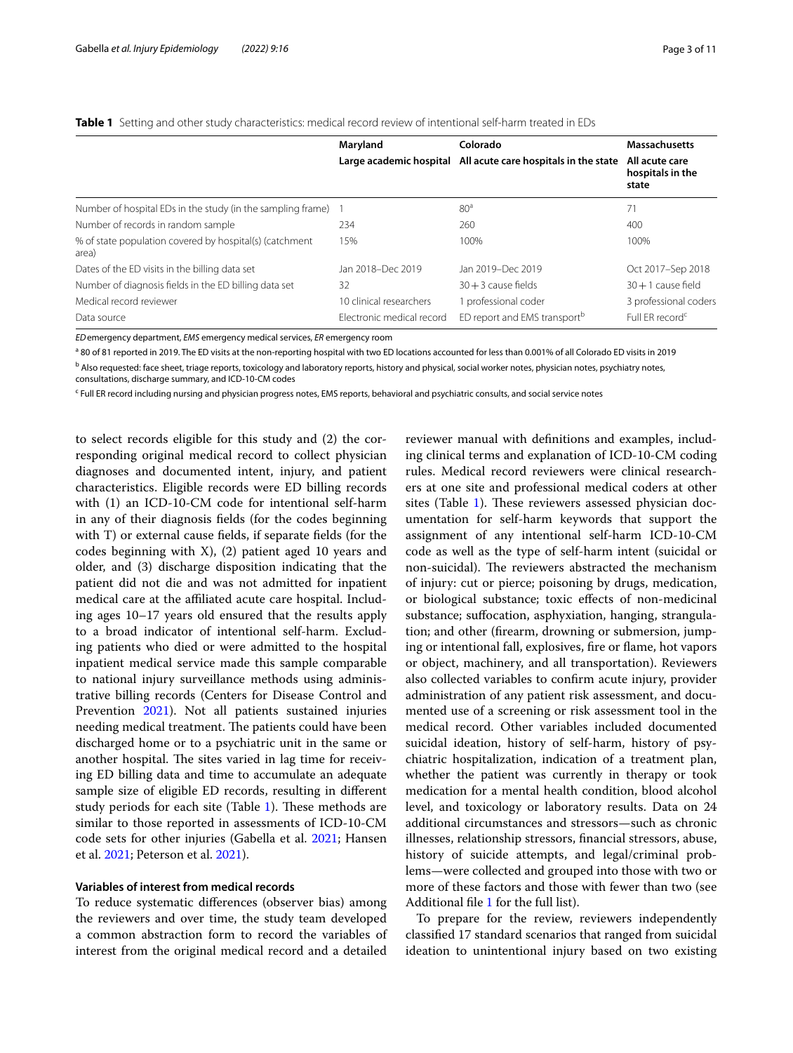**Table 1** Setting and other study characteristics: medical record review of intentional self-harm treated in EDs

| | Maryland | Colorado | Massachusetts |
|---|---|---|---|
| | Large academic hospital | All acute care hospitals in the state | All acute care hospitals in the state |
| Number of hospital EDs in the study (in the sampling frame) | 1 | 80[a] | 71 |
| Number of records in random sample | 234 | 260 | 400 |
| % of state population covered by hospital(s) (catchment area) | 15% | 100% | 100% |
| Dates of the ED visits in the billing data set | Jan 2018–Dec 2019 | Jan 2019–Dec 2019 | Oct 2017–Sep 2018 |
| Number of diagnosis fields in the ED billing data set | 32 | 30 + 3 cause fields | 30 + 1 cause field |
| Medical record reviewer | 10 clinical researchers | 1 professional coder | 3 professional coders |
| Data source | Electronic medical record | ED report and EMS transport[b] | Full ER record[c] |

*ED* emergency department, *EMS* emergency medical services, *ER* emergency room

[a] 80 of 81 reported in 2019. The ED visits at the non-reporting hospital with two ED locations accounted for less than 0.001% of all Colorado ED visits in 2019

[b] Also requested: face sheet, triage reports, toxicology and laboratory reports, history and physical, social worker notes, physician notes, psychiatry notes, consultations, discharge summary, and ICD-10-CM codes

[c] Full ER record including nursing and physician progress notes, EMS reports, behavioral and psychiatric consults, and social service notes

to select records eligible for this study and (2) the corresponding original medical record to collect physician diagnoses and documented intent, injury, and patient characteristics. Eligible records were ED billing records with (1) an ICD-10-CM code for intentional self-harm in any of their diagnosis fields (for the codes beginning with T) or external cause fields, if separate fields (for the codes beginning with X), (2) patient aged 10 years and older, and (3) discharge disposition indicating that the patient did not die and was not admitted for inpatient medical care at the affiliated acute care hospital. Including ages 10–17 years old ensured that the results apply to a broad indicator of intentional self-harm. Excluding patients who died or were admitted to the hospital inpatient medical service made this sample comparable to national injury surveillance methods using administrative billing records (Centers for Disease Control and Prevention 2021). Not all patients sustained injuries needing medical treatment. The patients could have been discharged home or to a psychiatric unit in the same or another hospital. The sites varied in lag time for receiving ED billing data and time to accumulate an adequate sample size of eligible ED records, resulting in different study periods for each site (Table 1). These methods are similar to those reported in assessments of ICD-10-CM code sets for other injuries (Gabella et al. 2021; Hansen et al. 2021; Peterson et al. 2021).

### Variables of interest from medical records

To reduce systematic differences (observer bias) among the reviewers and over time, the study team developed a common abstraction form to record the variables of interest from the original medical record and a detailed reviewer manual with definitions and examples, including clinical terms and explanation of ICD-10-CM coding rules. Medical record reviewers were clinical researchers at one site and professional medical coders at other sites (Table 1). These reviewers assessed physician documentation for self-harm keywords that support the assignment of any intentional self-harm ICD-10-CM code as well as the type of self-harm intent (suicidal or non-suicidal). The reviewers abstracted the mechanism of injury: cut or pierce; poisoning by drugs, medication, or biological substance; toxic effects of non-medicinal substance; suffocation, asphyxiation, hanging, strangulation; and other (firearm, drowning or submersion, jumping or intentional fall, explosives, fire or flame, hot vapors or object, machinery, and all transportation). Reviewers also collected variables to confirm acute injury, provider administration of any patient risk assessment, and documented use of a screening or risk assessment tool in the medical record. Other variables included documented suicidal ideation, history of self-harm, history of psychiatric hospitalization, indication of a treatment plan, whether the patient was currently in therapy or took medication for a mental health condition, blood alcohol level, and toxicology or laboratory results. Data on 24 additional circumstances and stressors—such as chronic illnesses, relationship stressors, financial stressors, abuse, history of suicide attempts, and legal/criminal problems—were collected and grouped into those with two or more of these factors and those with fewer than two (see Additional file 1 for the full list).

To prepare for the review, reviewers independently classified 17 standard scenarios that ranged from suicidal ideation to unintentional injury based on two existing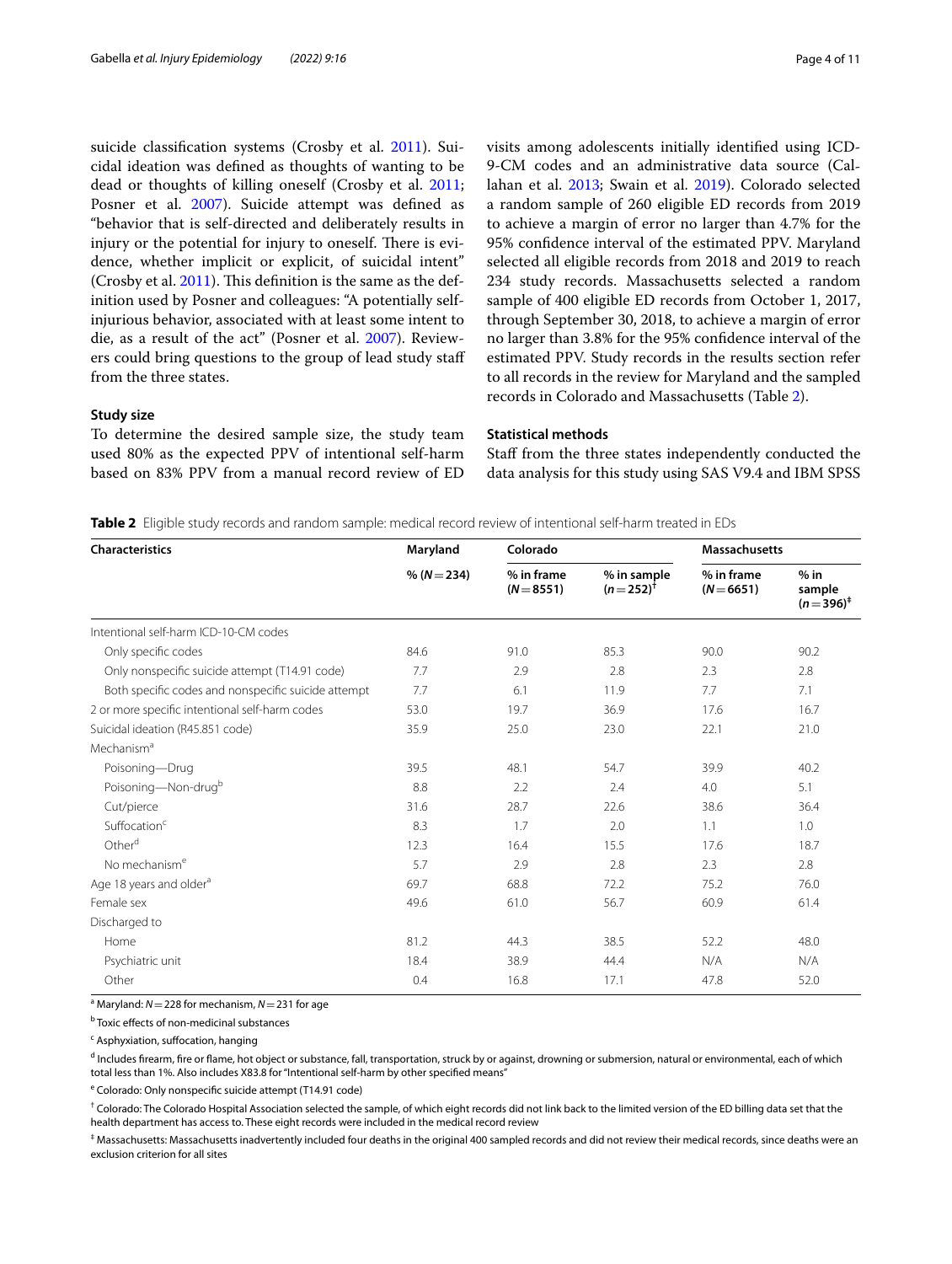suicide classification systems (Crosby et al. 2011). Suicidal ideation was defined as thoughts of wanting to be dead or thoughts of killing oneself (Crosby et al. 2011; Posner et al. 2007). Suicide attempt was defined as "behavior that is self-directed and deliberately results in injury or the potential for injury to oneself. There is evidence, whether implicit or explicit, of suicidal intent" (Crosby et al. 2011). This definition is the same as the definition used by Posner and colleagues: "A potentially self-injurious behavior, associated with at least some intent to die, as a result of the act" (Posner et al. 2007). Reviewers could bring questions to the group of lead study staff from the three states.

### Study size

To determine the desired sample size, the study team used 80% as the expected PPV of intentional self-harm based on 83% PPV from a manual record review of ED visits among adolescents initially identified using ICD-9-CM codes and an administrative data source (Callahan et al. 2013; Swain et al. 2019). Colorado selected a random sample of 260 eligible ED records from 2019 to achieve a margin of error no larger than 4.7% for the 95% confidence interval of the estimated PPV. Maryland selected all eligible records from 2018 and 2019 to reach 234 study records. Massachusetts selected a random sample of 400 eligible ED records from October 1, 2017, through September 30, 2018, to achieve a margin of error no larger than 3.8% for the 95% confidence interval of the estimated PPV. Study records in the results section refer to all records in the review for Maryland and the sampled records in Colorado and Massachusetts (Table 2).

### Statistical methods

Staff from the three states independently conducted the data analysis for this study using SAS V9.4 and IBM SPSS

**Table 2** Eligible study records and random sample: medical record review of intentional self-harm treated in EDs

| Characteristics | Maryland | Colorado | | Massachusetts | |
|---|---|---|---|---|---|
| | % (N = 234) | % in frame (N = 8551) | % in sample (n = 252)[†] | % in frame (N = 6651) | % in sample (n = 396)[‡] |
| Intentional self-harm ICD-10-CM codes | | | | | |
| Only specific codes | 84.6 | 91.0 | 85.3 | 90.0 | 90.2 |
| Only nonspecific suicide attempt (T14.91 code) | 7.7 | 2.9 | 2.8 | 2.3 | 2.8 |
| Both specific codes and nonspecific suicide attempt | 7.7 | 6.1 | 11.9 | 7.7 | 7.1 |
| 2 or more specific intentional self-harm codes | 53.0 | 19.7 | 36.9 | 17.6 | 16.7 |
| Suicidal ideation (R45.851 code) | 35.9 | 25.0 | 23.0 | 22.1 | 21.0 |
| Mechanism[a] | | | | | |
| Poisoning—Drug | 39.5 | 48.1 | 54.7 | 39.9 | 40.2 |
| Poisoning—Non-drug[b] | 8.8 | 2.2 | 2.4 | 4.0 | 5.1 |
| Cut/pierce | 31.6 | 28.7 | 22.6 | 38.6 | 36.4 |
| Suffocation[c] | 8.3 | 1.7 | 2.0 | 1.1 | 1.0 |
| Other[d] | 12.3 | 16.4 | 15.5 | 17.6 | 18.7 |
| No mechanism[e] | 5.7 | 2.9 | 2.8 | 2.3 | 2.8 |
| Age 18 years and older[a] | 69.7 | 68.8 | 72.2 | 75.2 | 76.0 |
| Female sex | 49.6 | 61.0 | 56.7 | 60.9 | 61.4 |
| Discharged to | | | | | |
| Home | 81.2 | 44.3 | 38.5 | 52.2 | 48.0 |
| Psychiatric unit | 18.4 | 38.9 | 44.4 | N/A | N/A |
| Other | 0.4 | 16.8 | 17.1 | 47.8 | 52.0 |

[a] Maryland: N = 228 for mechanism, N = 231 for age

[b] Toxic effects of non-medicinal substances

[c] Asphyxiation, suffocation, hanging

[d] Includes firearm, fire or flame, hot object or substance, fall, transportation, struck by or against, drowning or submersion, natural or environmental, each of which total less than 1%. Also includes X83.8 for "Intentional self-harm by other specified means"

[e] Colorado: Only nonspecific suicide attempt (T14.91 code)

[†] Colorado: The Colorado Hospital Association selected the sample, of which eight records did not link back to the limited version of the ED billing data set that the health department has access to. These eight records were included in the medical record review

[‡] Massachusetts: Massachusetts inadvertently included four deaths in the original 400 sampled records and did not review their medical records, since deaths were an exclusion criterion for all sites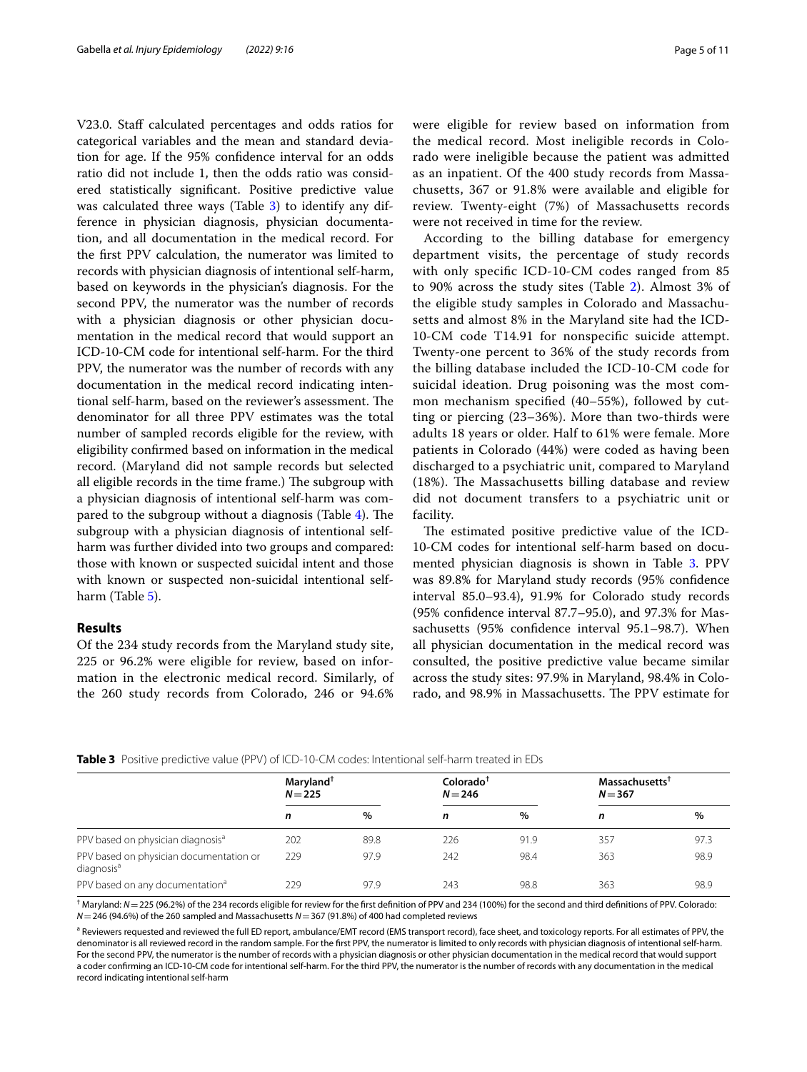V23.0. Staff calculated percentages and odds ratios for categorical variables and the mean and standard deviation for age. If the 95% confidence interval for an odds ratio did not include 1, then the odds ratio was considered statistically significant. Positive predictive value was calculated three ways (Table 3) to identify any difference in physician diagnosis, physician documentation, and all documentation in the medical record. For the first PPV calculation, the numerator was limited to records with physician diagnosis of intentional self-harm, based on keywords in the physician's diagnosis. For the second PPV, the numerator was the number of records with a physician diagnosis or other physician documentation in the medical record that would support an ICD-10-CM code for intentional self-harm. For the third PPV, the numerator was the number of records with any documentation in the medical record indicating intentional self-harm, based on the reviewer's assessment. The denominator for all three PPV estimates was the total number of sampled records eligible for the review, with eligibility confirmed based on information in the medical record. (Maryland did not sample records but selected all eligible records in the time frame.) The subgroup with a physician diagnosis of intentional self-harm was compared to the subgroup without a diagnosis (Table 4). The subgroup with a physician diagnosis of intentional self-harm was further divided into two groups and compared: those with known or suspected suicidal intent and those with known or suspected non-suicidal intentional self-harm (Table 5).

## Results

Of the 234 study records from the Maryland study site, 225 or 96.2% were eligible for review, based on information in the electronic medical record. Similarly, of the 260 study records from Colorado, 246 or 94.6% were eligible for review based on information from the medical record. Most ineligible records in Colorado were ineligible because the patient was admitted as an inpatient. Of the 400 study records from Massachusetts, 367 or 91.8% were available and eligible for review. Twenty-eight (7%) of Massachusetts records were not received in time for the review.

According to the billing database for emergency department visits, the percentage of study records with only specific ICD-10-CM codes ranged from 85 to 90% across the study sites (Table 2). Almost 3% of the eligible study samples in Colorado and Massachusetts and almost 8% in the Maryland site had the ICD-10-CM code T14.91 for nonspecific suicide attempt. Twenty-one percent to 36% of the study records from the billing database included the ICD-10-CM code for suicidal ideation. Drug poisoning was the most common mechanism specified (40–55%), followed by cutting or piercing (23–36%). More than two-thirds were adults 18 years or older. Half to 61% were female. More patients in Colorado (44%) were coded as having been discharged to a psychiatric unit, compared to Maryland (18%). The Massachusetts billing database and review did not document transfers to a psychiatric unit or facility.

The estimated positive predictive value of the ICD-10-CM codes for intentional self-harm based on documented physician diagnosis is shown in Table 3. PPV was 89.8% for Maryland study records (95% confidence interval 85.0–93.4), 91.9% for Colorado study records (95% confidence interval 87.7–95.0), and 97.3% for Massachusetts (95% confidence interval 95.1–98.7). When all physician documentation in the medical record was consulted, the positive predictive value became similar across the study sites: 97.9% in Maryland, 98.4% in Colorado, and 98.9% in Massachusetts. The PPV estimate for

**Table 3** Positive predictive value (PPV) of ICD-10-CM codes: Intentional self-harm treated in EDs

| | Maryland[†] $N = 225$ | | Colorado[†] $N = 246$ | | Massachusetts[†] $N = 367$ | |
|---|---|---|---|---|---|---|
| | *n* | % | *n* | % | *n* | % |
| PPV based on physician diagnosis[a] | 202 | 89.8 | 226 | 91.9 | 357 | 97.3 |
| PPV based on physician documentation or diagnosis[a] | 229 | 97.9 | 242 | 98.4 | 363 | 98.9 |
| PPV based on any documentation[a] | 229 | 97.9 | 243 | 98.8 | 363 | 98.9 |

[†] Maryland: $N = 225$ (96.2%) of the 234 records eligible for review for the first definition of PPV and 234 (100%) for the second and third definitions of PPV. Colorado: $N = 246$ (94.6%) of the 260 sampled and Massachusetts $N = 367$ (91.8%) of 400 had completed reviews

[a] Reviewers requested and reviewed the full ED report, ambulance/EMT record (EMS transport record), face sheet, and toxicology reports. For all estimates of PPV, the denominator is all reviewed record in the random sample. For the first PPV, the numerator is limited to only records with physician diagnosis of intentional self-harm. For the second PPV, the numerator is the number of records with a physician diagnosis or other physician documentation in the medical record that would support a coder confirming an ICD-10-CM code for intentional self-harm. For the third PPV, the numerator is the number of records with any documentation in the medical record indicating intentional self-harm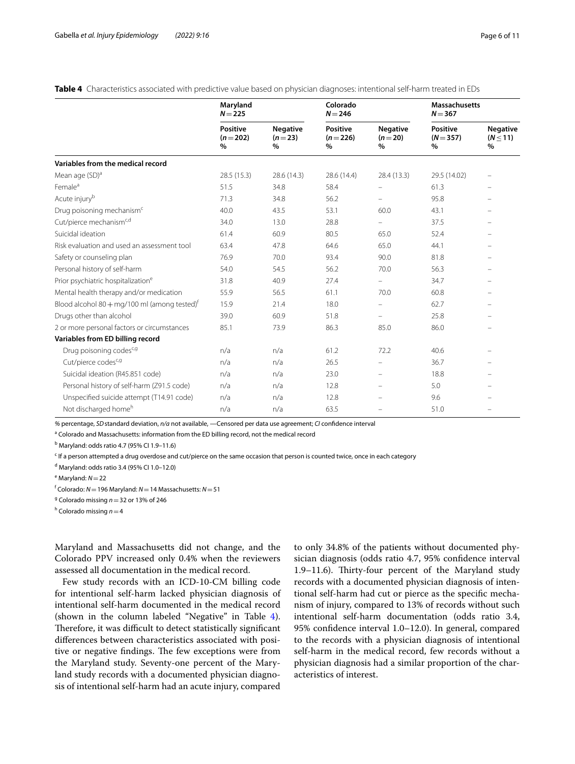**Table 4** Characteristics associated with predictive value based on physician diagnoses: intentional self-harm treated in EDs

| | Maryland $N=225$ | | Colorado $N=246$ | | Massachusetts $N=367$ | |
|---|---|---|---|---|---|---|
| | Positive ($n=202$) % | Negative ($n=23$) % | Positive ($n=226$) % | Negative ($n=20$) % | Positive ($N=357$) % | Negative ($N \leq 11$) % |
| **Variables from the medical record** | | | | | | |
| Mean age (SD)[a] | 28.5 (15.3) | 28.6 (14.3) | 28.6 (14.4) | 28.4 (13.3) | 29.5 (14.02) | – |
| Female[a] | 51.5 | 34.8 | 58.4 | – | 61.3 | – |
| Acute injury[b] | 71.3 | 34.8 | 56.2 | – | 95.8 | – |
| Drug poisoning mechanism[c] | 40.0 | 43.5 | 53.1 | 60.0 | 43.1 | – |
| Cut/pierce mechanism[c,d] | 34.0 | 13.0 | 28.8 | – | 37.5 | – |
| Suicidal ideation | 61.4 | 60.9 | 80.5 | 65.0 | 52.4 | – |
| Risk evaluation and used an assessment tool | 63.4 | 47.8 | 64.6 | 65.0 | 44.1 | – |
| Safety or counseling plan | 76.9 | 70.0 | 93.4 | 90.0 | 81.8 | – |
| Personal history of self-harm | 54.0 | 54.5 | 56.2 | 70.0 | 56.3 | – |
| Prior psychiatric hospitalization[e] | 31.8 | 40.9 | 27.4 | – | 34.7 | – |
| Mental health therapy and/or medication | 55.9 | 56.5 | 61.1 | 70.0 | 60.8 | – |
| Blood alcohol 80 + mg/100 ml (among tested)[f] | 15.9 | 21.4 | 18.0 | – | 62.7 | – |
| Drugs other than alcohol | 39.0 | 60.9 | 51.8 | – | 25.8 | – |
| 2 or more personal factors or circumstances | 85.1 | 73.9 | 86.3 | 85.0 | 86.0 | – |
| **Variables from ED billing record** | | | | | | |
| Drug poisoning codes[c,g] | n/a | n/a | 61.2 | 72.2 | 40.6 | – |
| Cut/pierce codes[c,g] | n/a | n/a | 26.5 | – | 36.7 | – |
| Suicidal ideation (R45.851 code) | n/a | n/a | 23.0 | – | 18.8 | – |
| Personal history of self-harm (Z91.5 code) | n/a | n/a | 12.8 | – | 5.0 | – |
| Unspecified suicide attempt (T14.91 code) | n/a | n/a | 12.8 | – | 9.6 | – |
| Not discharged home[h] | n/a | n/a | 63.5 | – | 51.0 | – |

*%* percentage, *SD* standard deviation, *n/a* not available, —Censored per data use agreement; *CI* confidence interval

[a] Colorado and Massachusetts: information from the ED billing record, not the medical record

[b] Maryland: odds ratio 4.7 (95% CI 1.9–11.6)

[c] If a person attempted a drug overdose and cut/pierce on the same occasion that person is counted twice, once in each category

[d] Maryland: odds ratio 3.4 (95% CI 1.0–12.0)

[e] Maryland: $N=22$

[f] Colorado: $N=196$ Maryland: $N=14$ Massachusetts: $N=51$

[g] Colorado missing $n=32$ or 13% of 246

[h] Colorado missing $n=4$

Maryland and Massachusetts did not change, and the Colorado PPV increased only 0.4% when the reviewers assessed all documentation in the medical record.

Few study records with an ICD-10-CM billing code for intentional self-harm lacked physician diagnosis of intentional self-harm documented in the medical record (shown in the column labeled "Negative" in Table 4). Therefore, it was difficult to detect statistically significant differences between characteristics associated with positive or negative findings. The few exceptions were from the Maryland study. Seventy-one percent of the Maryland study records with a documented physician diagnosis of intentional self-harm had an acute injury, compared to only 34.8% of the patients without documented physician diagnosis (odds ratio 4.7, 95% confidence interval 1.9–11.6). Thirty-four percent of the Maryland study records with a documented physician diagnosis of intentional self-harm had cut or pierce as the specific mechanism of injury, compared to 13% of records without such intentional self-harm documentation (odds ratio 3.4, 95% confidence interval 1.0–12.0). In general, compared to the records with a physician diagnosis of intentional self-harm in the medical record, few records without a physician diagnosis had a similar proportion of the characteristics of interest.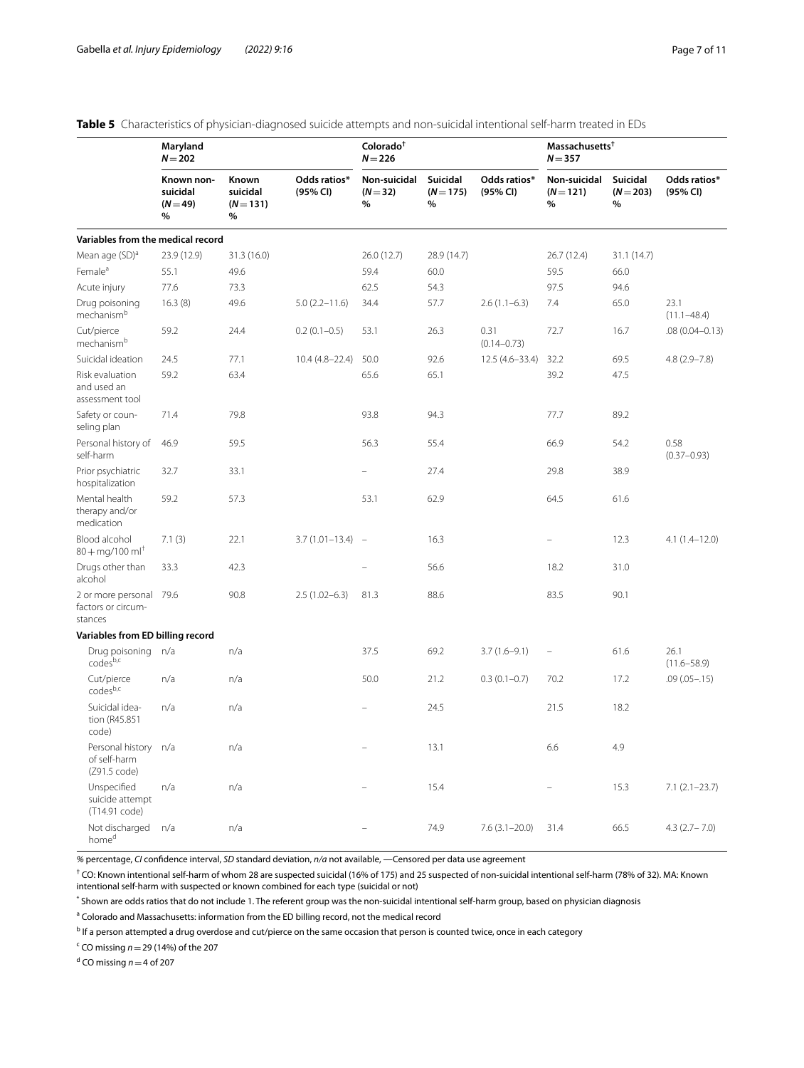**Table 5** Characteristics of physician-diagnosed suicide attempts and non-suicidal intentional self-harm treated in EDs

| | Maryland $N = 202$ | | | Colorado[†] $N = 226$ | | | Massachusetts[†] $N = 357$ | | |
|---|---|---|---|---|---|---|---|---|---|
| | Known non-suicidal ($N = 49$) % | Known suicidal ($N = 131$) % | Odds ratios* (95% CI) | Non-suicidal ($N = 32$) % | Suicidal ($N = 175$) % | Odds ratios* (95% CI) | Non-suicidal ($N = 121$) % | Suicidal ($N = 203$) % | Odds ratios* (95% CI) |
| **Variables from the medical record** | | | | | | | | | |
| Mean age (SD)[a] | 23.9 (12.9) | 31.3 (16.0) | | 26.0 (12.7) | 28.9 (14.7) | | 26.7 (12.4) | 31.1 (14.7) | |
| Female[a] | 55.1 | 49.6 | | 59.4 | 60.0 | | 59.5 | 66.0 | |
| Acute injury | 77.6 | 73.3 | | 62.5 | 54.3 | | 97.5 | 94.6 | |
| Drug poisoning mechanism[b] | 16.3 (8) | 49.6 | 5.0 (2.2–11.6) | 34.4 | 57.7 | 2.6 (1.1–6.3) | 7.4 | 65.0 | 23.1 (11.1–48.4) |
| Cut/pierce mechanism[b] | 59.2 | 24.4 | 0.2 (0.1–0.5) | 53.1 | 26.3 | 0.31 (0.14–0.73) | 72.7 | 16.7 | .08 (0.04–0.13) |
| Suicidal ideation | 24.5 | 77.1 | 10.4 (4.8–22.4) | 50.0 | 92.6 | 12.5 (4.6–33.4) | 32.2 | 69.5 | 4.8 (2.9–7.8) |
| Risk evaluation and used an assessment tool | 59.2 | 63.4 | | 65.6 | 65.1 | | 39.2 | 47.5 | |
| Safety or counseling plan | 71.4 | 79.8 | | 93.8 | 94.3 | | 77.7 | 89.2 | |
| Personal history of self-harm | 46.9 | 59.5 | | 56.3 | 55.4 | | 66.9 | 54.2 | 0.58 (0.37–0.93) |
| Prior psychiatric hospitalization | 32.7 | 33.1 | | – | 27.4 | | 29.8 | 38.9 | |
| Mental health therapy and/or medication | 59.2 | 57.3 | | 53.1 | 62.9 | | 64.5 | 61.6 | |
| Blood alcohol 80 + mg/100 ml[†] | 7.1 (3) | 22.1 | 3.7 (1.01–13.4) | – | 16.3 | | – | 12.3 | 4.1 (1.4–12.0) |
| Drugs other than alcohol | 33.3 | 42.3 | | – | 56.6 | | 18.2 | 31.0 | |
| 2 or more personal factors or circumstances | 79.6 | 90.8 | 2.5 (1.02–6.3) | 81.3 | 88.6 | | 83.5 | 90.1 | |
| **Variables from ED billing record** | | | | | | | | | |
| Drug poisoning codes[b,c] | n/a | n/a | | 37.5 | 69.2 | 3.7 (1.6–9.1) | – | 61.6 | 26.1 (11.6–58.9) |
| Cut/pierce codes[b,c] | n/a | n/a | | 50.0 | 21.2 | 0.3 (0.1–0.7) | 70.2 | 17.2 | .09 (.05–.15) |
| Suicidal ideation (R45.851 code) | n/a | n/a | | – | 24.5 | | 21.5 | 18.2 | |
| Personal history of self-harm (Z91.5 code) | n/a | n/a | | – | 13.1 | | 6.6 | 4.9 | |
| Unspecified suicide attempt (T14.91 code) | n/a | n/a | | – | 15.4 | | – | 15.3 | 7.1 (2.1–23.7) |
| Not discharged home[d] | n/a | n/a | | – | 74.9 | 7.6 (3.1–20.0) | 31.4 | 66.5 | 4.3 (2.7– 7.0) |

*%* percentage, *CI* confidence interval, *SD* standard deviation, *n/a* not available, —Censored per data use agreement

[†] CO: Known intentional self-harm of whom 28 are suspected suicidal (16% of 175) and 25 suspected of non-suicidal intentional self-harm (78% of 32). MA: Known intentional self-harm with suspected or known combined for each type (suicidal or not)

[*] Shown are odds ratios that do not include 1. The referent group was the non-suicidal intentional self-harm group, based on physician diagnosis

[a] Colorado and Massachusetts: information from the ED billing record, not the medical record

[b] If a person attempted a drug overdose and cut/pierce on the same occasion that person is counted twice, once in each category

[c] CO missing $n = 29$ (14%) of the 207

[d] CO missing $n = 4$ of 207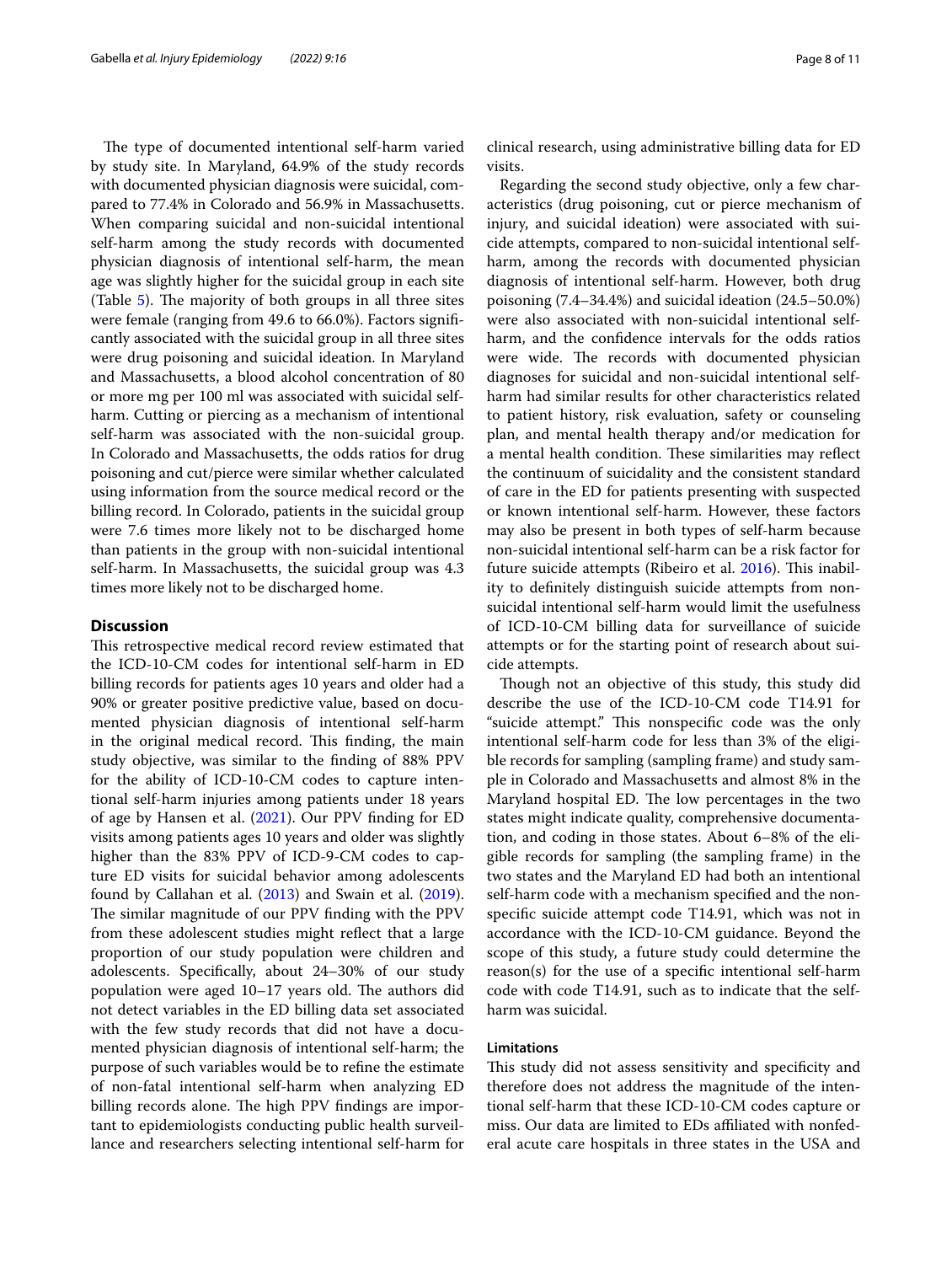The type of documented intentional self-harm varied by study site. In Maryland, 64.9% of the study records with documented physician diagnosis were suicidal, compared to 77.4% in Colorado and 56.9% in Massachusetts. When comparing suicidal and non-suicidal intentional self-harm among the study records with documented physician diagnosis of intentional self-harm, the mean age was slightly higher for the suicidal group in each site (Table 5). The majority of both groups in all three sites were female (ranging from 49.6 to 66.0%). Factors significantly associated with the suicidal group in all three sites were drug poisoning and suicidal ideation. In Maryland and Massachusetts, a blood alcohol concentration of 80 or more mg per 100 ml was associated with suicidal self-harm. Cutting or piercing as a mechanism of intentional self-harm was associated with the non-suicidal group. In Colorado and Massachusetts, the odds ratios for drug poisoning and cut/pierce were similar whether calculated using information from the source medical record or the billing record. In Colorado, patients in the suicidal group were 7.6 times more likely not to be discharged home than patients in the group with non-suicidal intentional self-harm. In Massachusetts, the suicidal group was 4.3 times more likely not to be discharged home.

## Discussion

This retrospective medical record review estimated that the ICD-10-CM codes for intentional self-harm in ED billing records for patients ages 10 years and older had a 90% or greater positive predictive value, based on documented physician diagnosis of intentional self-harm in the original medical record. This finding, the main study objective, was similar to the finding of 88% PPV for the ability of ICD-10-CM codes to capture intentional self-harm injuries among patients under 18 years of age by Hansen et al. (2021). Our PPV finding for ED visits among patients ages 10 years and older was slightly higher than the 83% PPV of ICD-9-CM codes to capture ED visits for suicidal behavior among adolescents found by Callahan et al. (2013) and Swain et al. (2019). The similar magnitude of our PPV finding with the PPV from these adolescent studies might reflect that a large proportion of our study population were children and adolescents. Specifically, about 24–30% of our study population were aged 10–17 years old. The authors did not detect variables in the ED billing data set associated with the few study records that did not have a documented physician diagnosis of intentional self-harm; the purpose of such variables would be to refine the estimate of non-fatal intentional self-harm when analyzing ED billing records alone. The high PPV findings are important to epidemiologists conducting public health surveillance and researchers selecting intentional self-harm for clinical research, using administrative billing data for ED visits.

Regarding the second study objective, only a few characteristics (drug poisoning, cut or pierce mechanism of injury, and suicidal ideation) were associated with suicide attempts, compared to non-suicidal intentional self-harm, among the records with documented physician diagnosis of intentional self-harm. However, both drug poisoning (7.4–34.4%) and suicidal ideation (24.5–50.0%) were also associated with non-suicidal intentional self-harm, and the confidence intervals for the odds ratios were wide. The records with documented physician diagnoses for suicidal and non-suicidal intentional self-harm had similar results for other characteristics related to patient history, risk evaluation, safety or counseling plan, and mental health therapy and/or medication for a mental health condition. These similarities may reflect the continuum of suicidality and the consistent standard of care in the ED for patients presenting with suspected or known intentional self-harm. However, these factors may also be present in both types of self-harm because non-suicidal intentional self-harm can be a risk factor for future suicide attempts (Ribeiro et al. 2016). This inability to definitely distinguish suicide attempts from non-suicidal intentional self-harm would limit the usefulness of ICD-10-CM billing data for surveillance of suicide attempts or for the starting point of research about suicide attempts.

Though not an objective of this study, this study did describe the use of the ICD-10-CM code T14.91 for "suicide attempt." This nonspecific code was the only intentional self-harm code for less than 3% of the eligible records for sampling (sampling frame) and study sample in Colorado and Massachusetts and almost 8% in the Maryland hospital ED. The low percentages in the two states might indicate quality, comprehensive documentation, and coding in those states. About 6–8% of the eligible records for sampling (the sampling frame) in the two states and the Maryland ED had both an intentional self-harm code with a mechanism specified and the nonspecific suicide attempt code T14.91, which was not in accordance with the ICD-10-CM guidance. Beyond the scope of this study, a future study could determine the reason(s) for the use of a specific intentional self-harm code with code T14.91, such as to indicate that the self-harm was suicidal.

### Limitations

This study did not assess sensitivity and specificity and therefore does not address the magnitude of the intentional self-harm that these ICD-10-CM codes capture or miss. Our data are limited to EDs affiliated with nonfederal acute care hospitals in three states in the USA and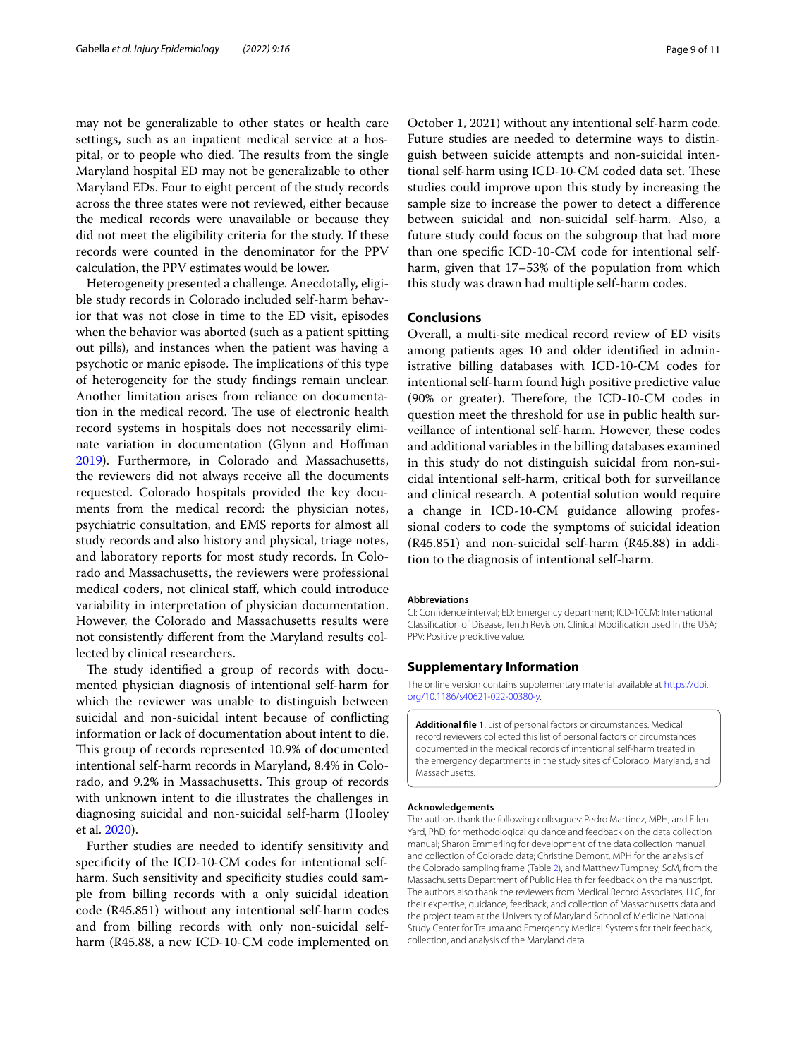may not be generalizable to other states or health care settings, such as an inpatient medical service at a hospital, or to people who died. The results from the single Maryland hospital ED may not be generalizable to other Maryland EDs. Four to eight percent of the study records across the three states were not reviewed, either because the medical records were unavailable or because they did not meet the eligibility criteria for the study. If these records were counted in the denominator for the PPV calculation, the PPV estimates would be lower.

Heterogeneity presented a challenge. Anecdotally, eligible study records in Colorado included self-harm behavior that was not close in time to the ED visit, episodes when the behavior was aborted (such as a patient spitting out pills), and instances when the patient was having a psychotic or manic episode. The implications of this type of heterogeneity for the study findings remain unclear. Another limitation arises from reliance on documentation in the medical record. The use of electronic health record systems in hospitals does not necessarily eliminate variation in documentation (Glynn and Hoffman 2019). Furthermore, in Colorado and Massachusetts, the reviewers did not always receive all the documents requested. Colorado hospitals provided the key documents from the medical record: the physician notes, psychiatric consultation, and EMS reports for almost all study records and also history and physical, triage notes, and laboratory reports for most study records. In Colorado and Massachusetts, the reviewers were professional medical coders, not clinical staff, which could introduce variability in interpretation of physician documentation. However, the Colorado and Massachusetts results were not consistently different from the Maryland results collected by clinical researchers.

The study identified a group of records with documented physician diagnosis of intentional self-harm for which the reviewer was unable to distinguish between suicidal and non-suicidal intent because of conflicting information or lack of documentation about intent to die. This group of records represented 10.9% of documented intentional self-harm records in Maryland, 8.4% in Colorado, and 9.2% in Massachusetts. This group of records with unknown intent to die illustrates the challenges in diagnosing suicidal and non-suicidal self-harm (Hooley et al. 2020).

Further studies are needed to identify sensitivity and specificity of the ICD-10-CM codes for intentional self-harm. Such sensitivity and specificity studies could sample from billing records with a only suicidal ideation code (R45.851) without any intentional self-harm codes and from billing records with only non-suicidal self-harm (R45.88, a new ICD-10-CM code implemented on October 1, 2021) without any intentional self-harm code. Future studies are needed to determine ways to distinguish between suicide attempts and non-suicidal intentional self-harm using ICD-10-CM coded data set. These studies could improve upon this study by increasing the sample size to increase the power to detect a difference between suicidal and non-suicidal self-harm. Also, a future study could focus on the subgroup that had more than one specific ICD-10-CM code for intentional self-harm, given that 17–53% of the population from which this study was drawn had multiple self-harm codes.

## Conclusions

Overall, a multi-site medical record review of ED visits among patients ages 10 and older identified in administrative billing databases with ICD-10-CM codes for intentional self-harm found high positive predictive value (90% or greater). Therefore, the ICD-10-CM codes in question meet the threshold for use in public health surveillance of intentional self-harm. However, these codes and additional variables in the billing databases examined in this study do not distinguish suicidal from non-suicidal intentional self-harm, critical both for surveillance and clinical research. A potential solution would require a change in ICD-10-CM guidance allowing professional coders to code the symptoms of suicidal ideation (R45.851) and non-suicidal self-harm (R45.88) in addition to the diagnosis of intentional self-harm.

#### Abbreviations

CI: Confidence interval; ED: Emergency department; ICD-10CM: International Classification of Disease, Tenth Revision, Clinical Modification used in the USA; PPV: Positive predictive value.

## Supplementary Information

The online version contains supplementary material available at https://doi.org/10.1186/s40621-022-00380-y.

**Additional file 1**. List of personal factors or circumstances. Medical record reviewers collected this list of personal factors or circumstances documented in the medical records of intentional self-harm treated in the emergency departments in the study sites of Colorado, Maryland, and Massachusetts.

#### Acknowledgements

The authors thank the following colleagues: Pedro Martinez, MPH, and Ellen Yard, PhD, for methodological guidance and feedback on the data collection manual; Sharon Emmerling for development of the data collection manual and collection of Colorado data; Christine Demont, MPH for the analysis of the Colorado sampling frame (Table 2), and Matthew Tumpney, ScM, from the Massachusetts Department of Public Health for feedback on the manuscript. The authors also thank the reviewers from Medical Record Associates, LLC, for their expertise, guidance, feedback, and collection of Massachusetts data and the project team at the University of Maryland School of Medicine National Study Center for Trauma and Emergency Medical Systems for their feedback, collection, and analysis of the Maryland data.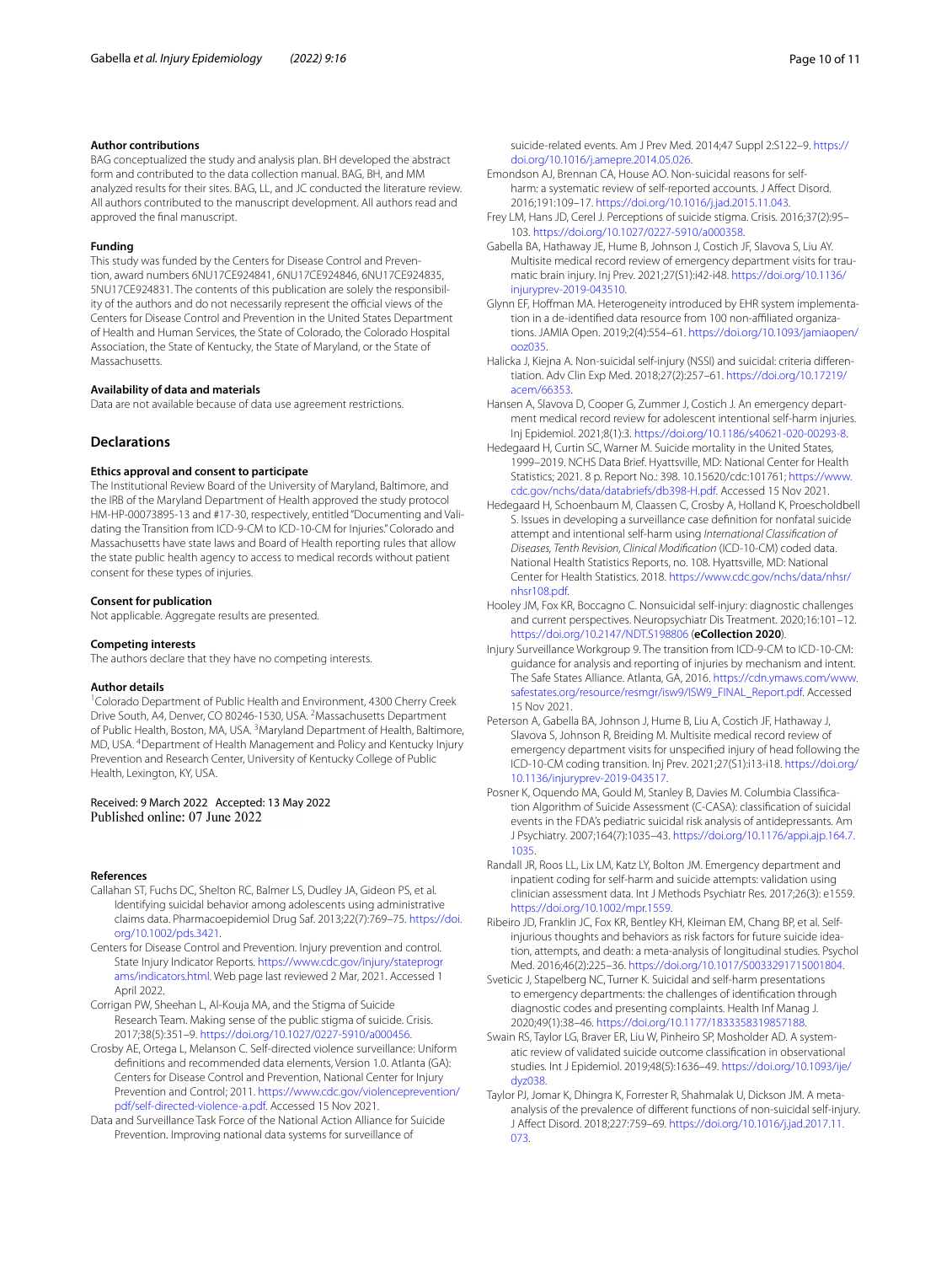#### Author contributions

BAG conceptualized the study and analysis plan. BH developed the abstract form and contributed to the data collection manual. BAG, BH, and MM analyzed results for their sites. BAG, LL, and JC conducted the literature review. All authors contributed to the manuscript development. All authors read and approved the final manuscript.

#### Funding

This study was funded by the Centers for Disease Control and Prevention, award numbers 6NU17CE924841, 6NU17CE924846, 6NU17CE924835, 5NU17CE924831. The contents of this publication are solely the responsibility of the authors and do not necessarily represent the official views of the Centers for Disease Control and Prevention in the United States Department of Health and Human Services, the State of Colorado, the Colorado Hospital Association, the State of Kentucky, the State of Maryland, or the State of Massachusetts.

#### Availability of data and materials

Data are not available because of data use agreement restrictions.

## Declarations

#### Ethics approval and consent to participate

The Institutional Review Board of the University of Maryland, Baltimore, and the IRB of the Maryland Department of Health approved the study protocol HM-HP-00073895-13 and #17-30, respectively, entitled "Documenting and Validating the Transition from ICD-9-CM to ICD-10-CM for Injuries." Colorado and Massachusetts have state laws and Board of Health reporting rules that allow the state public health agency to access to medical records without patient consent for these types of injuries.

#### Consent for publication

Not applicable. Aggregate results are presented.

#### Competing interests

The authors declare that they have no competing interests.

#### Author details

[1]Colorado Department of Public Health and Environment, 4300 Cherry Creek Drive South, A4, Denver, CO 80246-1530, USA. [2]Massachusetts Department of Public Health, Boston, MA, USA. [3]Maryland Department of Health, Baltimore, MD, USA. [4]Department of Health Management and Policy and Kentucky Injury Prevention and Research Center, University of Kentucky College of Public Health, Lexington, KY, USA.

Received: 9 March 2022 Accepted: 13 May 2022
Published online: 07 June 2022

#### References

Callahan ST, Fuchs DC, Shelton RC, Balmer LS, Dudley JA, Gideon PS, et al. Identifying suicidal behavior among adolescents using administrative claims data. Pharmacoepidemiol Drug Saf. 2013;22(7):769–75. https://doi.org/10.1002/pds.3421.

Centers for Disease Control and Prevention. Injury prevention and control. State Injury Indicator Reports. https://www.cdc.gov/injury/stateprograms/indicators.html. Web page last reviewed 2 Mar, 2021. Accessed 1 April 2022.

Corrigan PW, Sheehan L, Al-Kouja MA, and the Stigma of Suicide Research Team. Making sense of the public stigma of suicide. Crisis. 2017;38(5):351–9. https://doi.org/10.1027/0227-5910/a000456.

Crosby AE, Ortega L, Melanson C. Self-directed violence surveillance: Uniform definitions and recommended data elements, Version 1.0. Atlanta (GA): Centers for Disease Control and Prevention, National Center for Injury Prevention and Control; 2011. https://www.cdc.gov/violenceprevention/pdf/self-directed-violence-a.pdf. Accessed 15 Nov 2021.

Data and Surveillance Task Force of the National Action Alliance for Suicide Prevention. Improving national data systems for surveillance of suicide-related events. Am J Prev Med. 2014;47 Suppl 2:S122–9. https://doi.org/10.1016/j.amepre.2014.05.026.

Emondson AJ, Brennan CA, House AO. Non-suicidal reasons for self-harm: a systematic review of self-reported accounts. J Affect Disord. 2016;191:109–17. https://doi.org/10.1016/j.jad.2015.11.043.

Frey LM, Hans JD, Cerel J. Perceptions of suicide stigma. Crisis. 2016;37(2):95–103. https://doi.org/10.1027/0227-5910/a000358.

Gabella BA, Hathaway JE, Hume B, Johnson J, Costich JF, Slavova S, Liu AY. Multisite medical record review of emergency department visits for traumatic brain injury. Inj Prev. 2021;27(S1):i42-i48. https://doi.org/10.1136/injuryprev-2019-043510.

Glynn EF, Hoffman MA. Heterogeneity introduced by EHR system implementation in a de-identified data resource from 100 non-affiliated organizations. JAMIA Open. 2019;2(4):554–61. https://doi.org/10.1093/jamiaopen/ooz035.

Halicka J, Kiejna A. Non-suicidal self-injury (NSSI) and suicidal: criteria differentiation. Adv Clin Exp Med. 2018;27(2):257–61. https://doi.org/10.17219/acem/66353.

Hansen A, Slavova D, Cooper G, Zummer J, Costich J. An emergency department medical record review for adolescent intentional self-harm injuries. Inj Epidemiol. 2021;8(1):3. https://doi.org/10.1186/s40621-020-00293-8.

Hedegaard H, Curtin SC, Warner M. Suicide mortality in the United States, 1999–2019. NCHS Data Brief. Hyattsville, MD: National Center for Health Statistics; 2021. 8 p. Report No.: 398. 10.15620/cdc:101761; https://www.cdc.gov/nchs/data/databriefs/db398-H.pdf. Accessed 15 Nov 2021.

Hedegaard H, Schoenbaum M, Claassen C, Crosby A, Holland K, Proescholdbell S. Issues in developing a surveillance case definition for nonfatal suicide attempt and intentional self-harm using *International Classification of Diseases, Tenth Revision, Clinical Modification* (ICD-10-CM) coded data. National Health Statistics Reports, no. 108. Hyattsville, MD: National Center for Health Statistics. 2018. https://www.cdc.gov/nchs/data/nhsr/nhsr108.pdf.

Hooley JM, Fox KR, Boccagno C. Nonsuicidal self-injury: diagnostic challenges and current perspectives. Neuropsychiatr Dis Treatment. 2020;16:101–12. https://doi.org/10.2147/NDT.S198806 (**eCollection 2020**).

Injury Surveillance Workgroup 9. The transition from ICD-9-CM to ICD-10-CM: guidance for analysis and reporting of injuries by mechanism and intent. The Safe States Alliance. Atlanta, GA, 2016. https://cdn.ymaws.com/www.safestates.org/resource/resmgr/isw9/ISW9_FINAL_Report.pdf. Accessed 15 Nov 2021.

Peterson A, Gabella BA, Johnson J, Hume B, Liu A, Costich JF, Hathaway J, Slavova S, Johnson R, Breiding M. Multisite medical record review of emergency department visits for unspecified injury of head following the ICD-10-CM coding transition. Inj Prev. 2021;27(S1):i13-i18. https://doi.org/10.1136/injuryprev-2019-043517.

Posner K, Oquendo MA, Gould M, Stanley B, Davies M. Columbia Classification Algorithm of Suicide Assessment (C-CASA): classification of suicidal events in the FDA's pediatric suicidal risk analysis of antidepressants. Am J Psychiatry. 2007;164(7):1035–43. https://doi.org/10.1176/appi.ajp.164.7.1035.

Randall JR, Roos LL, Lix LM, Katz LY, Bolton JM. Emergency department and inpatient coding for self-harm and suicide attempts: validation using clinician assessment data. Int J Methods Psychiatr Res. 2017;26(3): e1559. https://doi.org/10.1002/mpr.1559.

Ribeiro JD, Franklin JC, Fox KR, Bentley KH, Kleiman EM, Chang BP, et al. Self-injurious thoughts and behaviors as risk factors for future suicide ideation, attempts, and death: a meta-analysis of longitudinal studies. Psychol Med. 2016;46(2):225–36. https://doi.org/10.1017/S0033291715001804.

Sveticic J, Stapelberg NC, Turner K. Suicidal and self-harm presentations to emergency departments: the challenges of identification through diagnostic codes and presenting complaints. Health Inf Manag J. 2020;49(1):38–46. https://doi.org/10.1177/1833358319857188.

Swain RS, Taylor LG, Braver ER, Liu W, Pinheiro SP, Mosholder AD. A systematic review of validated suicide outcome classification in observational studies. Int J Epidemiol. 2019;48(5):1636–49. https://doi.org/10.1093/ije/dyz038.

Taylor PJ, Jomar K, Dhingra K, Forrester R, Shahmalak U, Dickson JM. A meta-analysis of the prevalence of different functions of non-suicidal self-injury. J Affect Disord. 2018;227:759–69. https://doi.org/10.1016/j.jad.2017.11.073.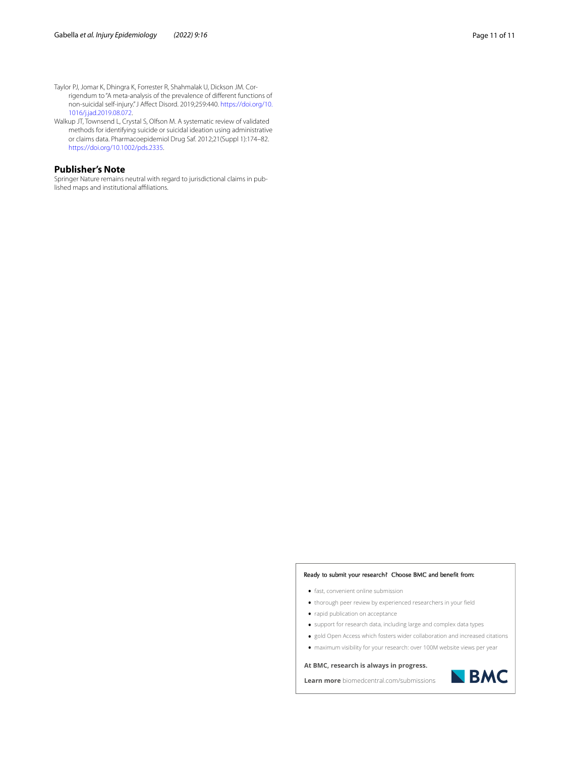Taylor PJ, Jomar K, Dhingra K, Forrester R, Shahmalak U, Dickson JM. Corrigendum to "A meta-analysis of the prevalence of different functions of non-suicidal self-injury." J Affect Disord. 2019;259:440. https://doi.org/10.1016/j.jad.2019.08.072.

Walkup JT, Townsend L, Crystal S, Olfson M. A systematic review of validated methods for identifying suicide or suicidal ideation using administrative or claims data. Pharmacoepidemiol Drug Saf. 2012;21(Suppl 1):174–82. https://doi.org/10.1002/pds.2335.

## Publisher's Note

Springer Nature remains neutral with regard to jurisdictional claims in published maps and institutional affiliations.

Ready to submit your research? Choose BMC and benefit from:

- fast, convenient online submission
- thorough peer review by experienced researchers in your field
- rapid publication on acceptance
- support for research data, including large and complex data types
- gold Open Access which fosters wider collaboration and increased citations
- maximum visibility for your research: over 100M website views per year

**At BMC, research is always in progress.**

**Learn more** biomedcentral.com/submissions

BMC